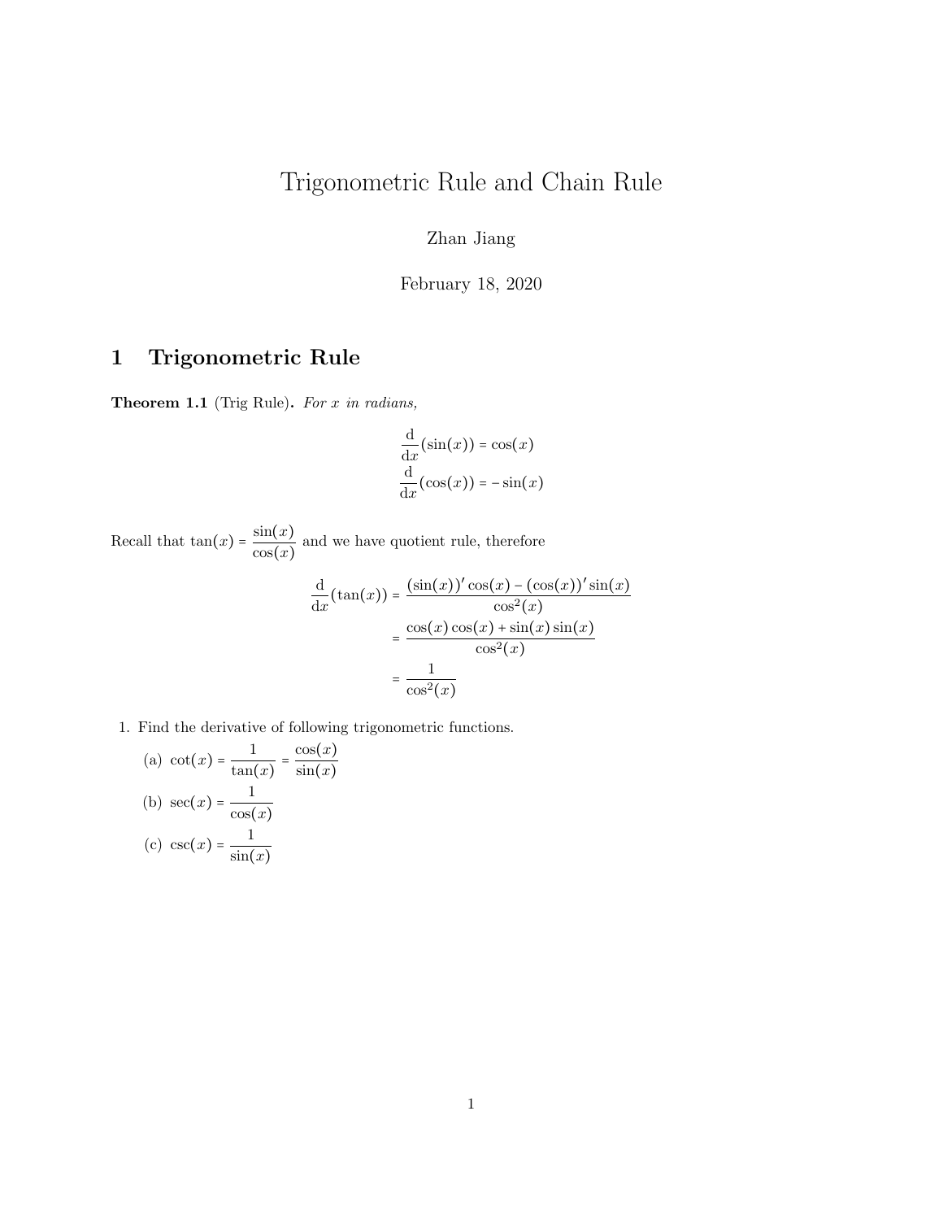# Trigonometric Rule and Chain Rule

Zhan Jiang

February 18, 2020

## 1 Trigonometric Rule

**Theorem 1.1** (Trig Rule)**.** *For $x$ in radians,*

$$\frac{\mathrm{d}}{\mathrm{d}x}(\sin(x)) = \cos(x)$$
$$\frac{\mathrm{d}}{\mathrm{d}x}(\cos(x)) = -\sin(x)$$

Recall that $\tan(x) = \dfrac{\sin(x)}{\cos(x)}$ and we have quotient rule, therefore

$$\begin{aligned}
\frac{\mathrm{d}}{\mathrm{d}x}(\tan(x)) &= \frac{(\sin(x))'\cos(x) - (\cos(x))'\sin(x)}{\cos^2(x)} \\
&= \frac{\cos(x)\cos(x) + \sin(x)\sin(x)}{\cos^2(x)} \\
&= \frac{1}{\cos^2(x)}
\end{aligned}$$

1. Find the derivative of following trigonometric functions.
   (a) $\cot(x) = \dfrac{1}{\tan(x)} = \dfrac{\cos(x)}{\sin(x)}$
   (b) $\sec(x) = \dfrac{1}{\cos(x)}$
   (c) $\csc(x) = \dfrac{1}{\sin(x)}$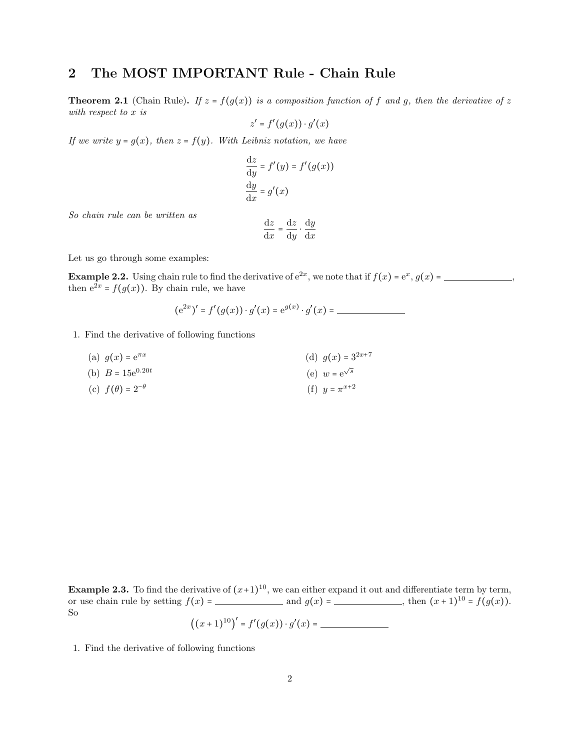## 2 The MOST IMPORTANT Rule - Chain Rule

**Theorem 2.1** (Chain Rule)**.** *If $z = f(g(x))$ is a composition function of $f$ and $g$, then the derivative of $z$ with respect to $x$ is*

$$z' = f'(g(x)) \cdot g'(x)$$

*If we write $y = g(x)$, then $z = f(y)$. With Leibniz notation, we have*

$$\frac{\mathrm{d}z}{\mathrm{d}y} = f'(y) = f'(g(x))$$

$$\frac{\mathrm{d}y}{\mathrm{d}x} = g'(x)$$

*So chain rule can be written as*

$$\frac{\mathrm{d}z}{\mathrm{d}x} = \frac{\mathrm{d}z}{\mathrm{d}y} \cdot \frac{\mathrm{d}y}{\mathrm{d}x}$$

Let us go through some examples:

**Example 2.2.** Using chain rule to find the derivative of $\mathrm{e}^{2x}$, we note that if $f(x) = \mathrm{e}^{x}$, $g(x) =$ \_\_\_\_\_\_\_\_\_\_\_\_\_\_, then $\mathrm{e}^{2x} = f(g(x))$. By chain rule, we have

$$(\mathrm{e}^{2x})' = f'(g(x)) \cdot g'(x) = \mathrm{e}^{g(x)} \cdot g'(x) = \_\_\_\_\_\_\_\_\_\_\_\_\_\_$$

1. Find the derivative of following functions

   (a) $g(x) = \mathrm{e}^{\pi x}$

   (b) $B = 15\mathrm{e}^{0.20t}$

   (c) $f(\theta) = 2^{-\theta}$

   (d) $g(x) = 3^{2x+7}$

   (e) $w = \mathrm{e}^{\sqrt{s}}$

   (f) $y = \pi^{x+2}$

**Example 2.3.** To find the derivative of $(x+1)^{10}$, we can either expand it out and differentiate term by term, or use chain rule by setting $f(x) =$ \_\_\_\_\_\_\_\_\_\_\_\_\_\_ and $g(x) =$ \_\_\_\_\_\_\_\_\_\_\_\_\_\_, then $(x+1)^{10} = f(g(x))$. So

$$\left((x+1)^{10}\right)' = f'(g(x)) \cdot g'(x) = \_\_\_\_\_\_\_\_\_\_\_\_\_\_$$

1. Find the derivative of following functions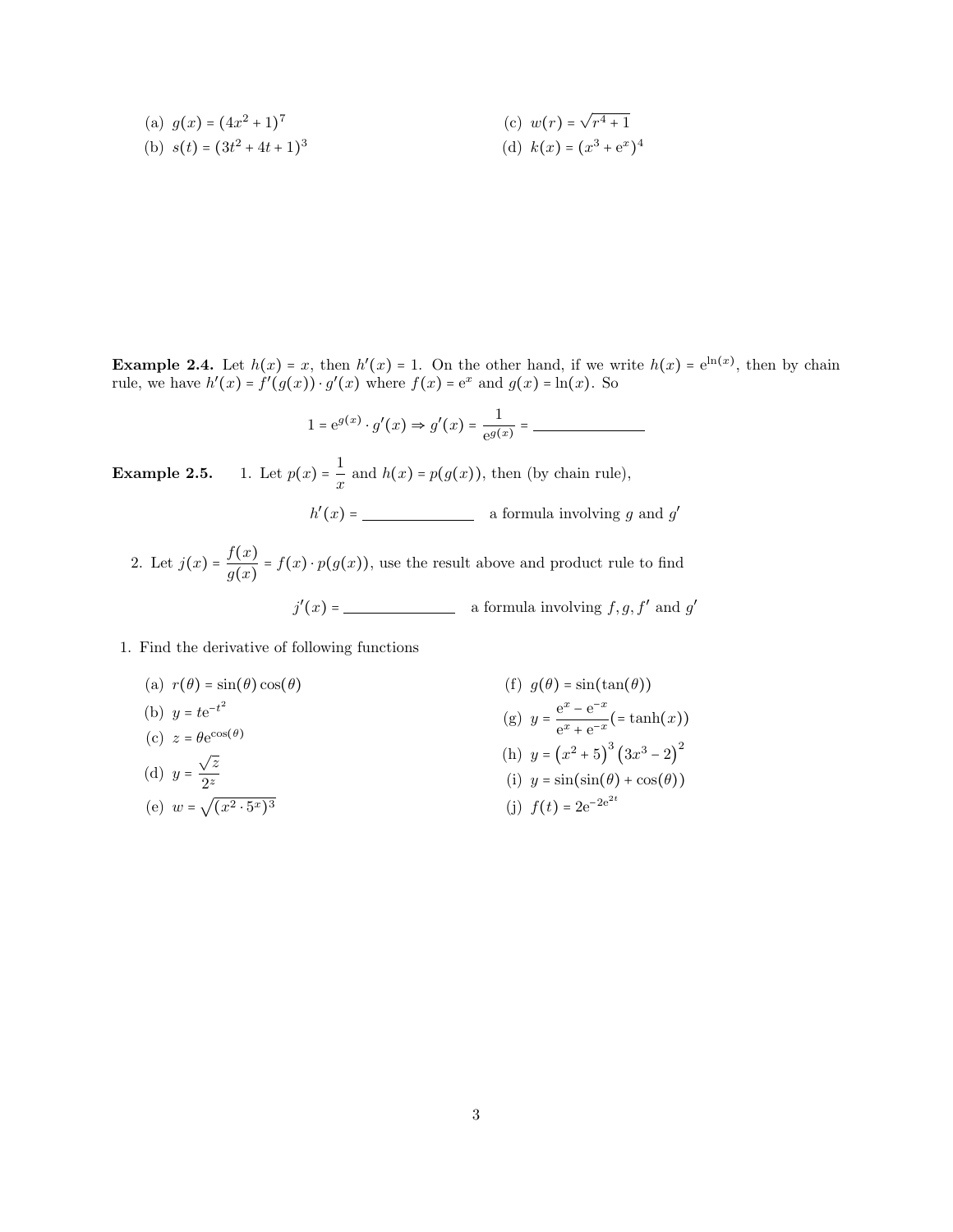(a) $g(x) = (4x^2 + 1)^7$

(b) $s(t) = (3t^2 + 4t + 1)^3$

(c) $w(r) = \sqrt{r^4 + 1}$

(d) $k(x) = (x^3 + e^x)^4$

**Example 2.4.** Let $h(x) = x$, then $h'(x) = 1$. On the other hand, if we write $h(x) = e^{\ln(x)}$, then by chain rule, we have $h'(x) = f'(g(x)) \cdot g'(x)$ where $f(x) = e^x$ and $g(x) = \ln(x)$. So

$$1 = e^{g(x)} \cdot g'(x) \Rightarrow g'(x) = \frac{1}{e^{g(x)}} = \underline{\hspace{3cm}}$$

**Example 2.5.**

1. Let $p(x) = \dfrac{1}{x}$ and $h(x) = p(g(x))$, then (by chain rule),

$$h'(x) = \underline{\hspace{3cm}} \quad \text{a formula involving } g \text{ and } g'$$

2. Let $j(x) = \dfrac{f(x)}{g(x)} = f(x) \cdot p(g(x))$, use the result above and product rule to find

$$j'(x) = \underline{\hspace{3cm}} \quad \text{a formula involving } f, g, f' \text{ and } g'$$

1. Find the derivative of following functions

(a) $r(\theta) = \sin(\theta)\cos(\theta)$

(b) $y = te^{-t^2}$

(c) $z = \theta e^{\cos(\theta)}$

(d) $y = \dfrac{\sqrt{z}}{2^z}$

(e) $w = \sqrt{(x^2 \cdot 5^x)^3}$

(f) $g(\theta) = \sin(\tan(\theta))$

(g) $y = \dfrac{e^x - e^{-x}}{e^x + e^{-x}} (= \tanh(x))$

(h) $y = (x^2 + 5)^3 (3x^3 - 2)^2$

(i) $y = \sin(\sin(\theta) + \cos(\theta))$

(j) $f(t) = 2e^{-2e^{2t}}$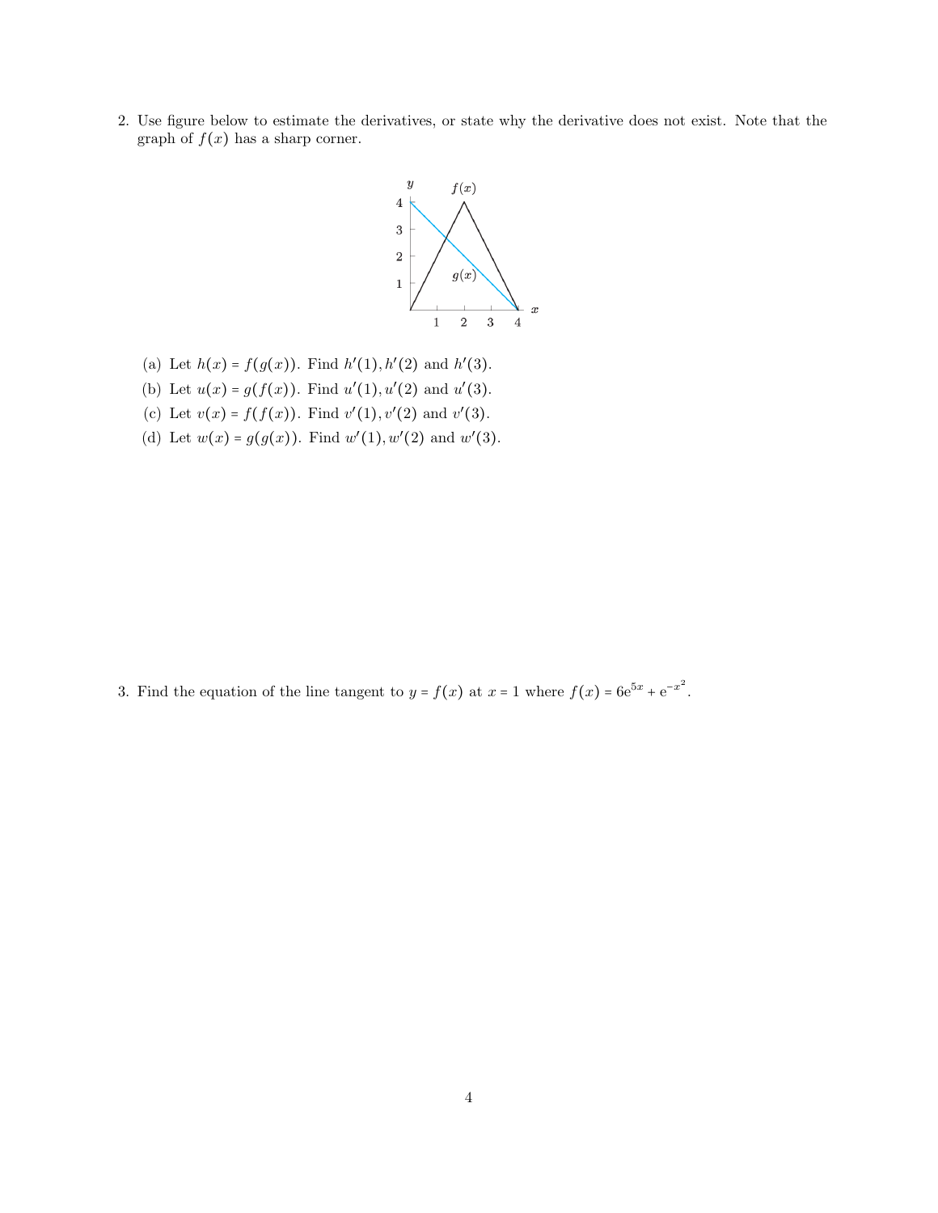2. Use figure below to estimate the derivatives, or state why the derivative does not exist. Note that the graph of $f(x)$ has a sharp corner.

   (a) Let $h(x) = f(g(x))$. Find $h'(1), h'(2)$ and $h'(3)$.

   (b) Let $u(x) = g(f(x))$. Find $u'(1), u'(2)$ and $u'(3)$.

   (c) Let $v(x) = f(f(x))$. Find $v'(1), v'(2)$ and $v'(3)$.

   (d) Let $w(x) = g(g(x))$. Find $w'(1), w'(2)$ and $w'(3)$.

3. Find the equation of the line tangent to $y = f(x)$ at $x = 1$ where $f(x) = 6e^{5x} + e^{-x^2}$.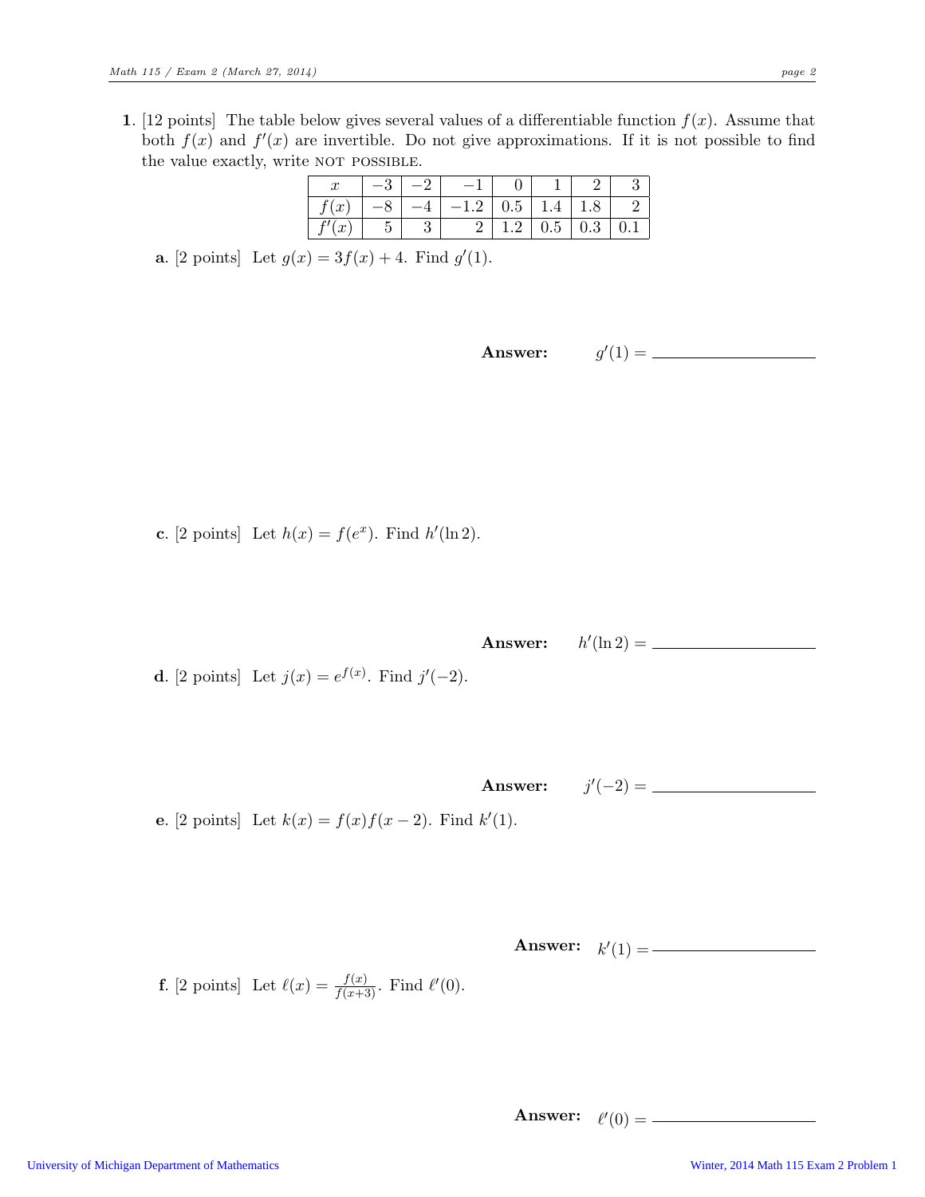**1.** [12 points] The table below gives several values of a differentiable function $f(x)$. Assume that both $f(x)$ and $f'(x)$ are invertible. Do not give approximations. If it is not possible to find the value exactly, write NOT POSSIBLE.

| $x$ | $-3$ | $-2$ | $-1$ | $0$ | $1$ | $2$ | $3$ |
|---|---|---|---|---|---|---|---|
| $f(x)$ | $-8$ | $-4$ | $-1.2$ | $0.5$ | $1.4$ | $1.8$ | $2$ |
| $f'(x)$ | $5$ | $3$ | $2$ | $1.2$ | $0.5$ | $0.3$ | $0.1$ |

**a.** [2 points] Let $g(x) = 3f(x) + 4$. Find $g'(1)$.

**Answer:** $g'(1) =$ ______________

**c.** [2 points] Let $h(x) = f(e^x)$. Find $h'(\ln 2)$.

**Answer:** $h'(\ln 2) =$ ______________

**d.** [2 points] Let $j(x) = e^{f(x)}$. Find $j'(-2)$.

**Answer:** $j'(-2) =$ ______________

**e.** [2 points] Let $k(x) = f(x)f(x-2)$. Find $k'(1)$.

**Answer:** $k'(1) =$ ______________

**f.** [2 points] Let $\ell(x) = \frac{f(x)}{f(x+3)}$. Find $\ell'(0)$.

**Answer:** $\ell'(0) =$ ______________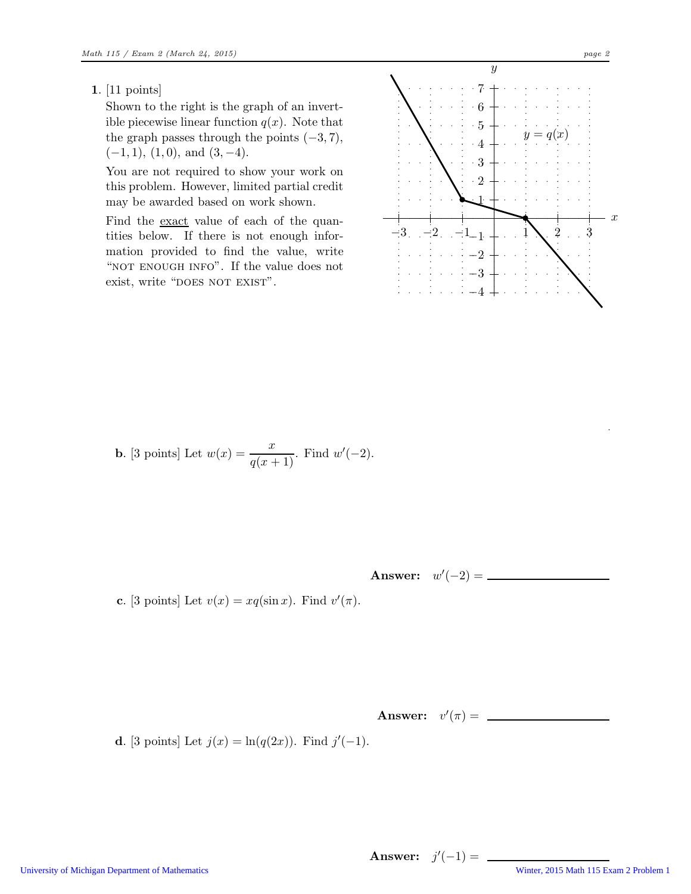**1.** [11 points]

Shown to the right is the graph of an invertible piecewise linear function $q(x)$. Note that the graph passes through the points $(-3, 7)$, $(-1, 1)$, $(1, 0)$, and $(3, -4)$.

You are not required to show your work on this problem. However, limited partial credit may be awarded based on work shown.

Find the exact value of each of the quantities below. If there is not enough information provided to find the value, write "NOT ENOUGH INFO". If the value does not exist, write "DOES NOT EXIST".

**b.** [3 points] Let $w(x) = \dfrac{x}{q(x+1)}$. Find $w'(-2)$.

**Answer:** $w'(-2) =$ \_\_\_\_\_\_\_\_\_\_\_\_\_\_\_\_

**c.** [3 points] Let $v(x) = xq(\sin x)$. Find $v'(\pi)$.

**Answer:** $v'(\pi) =$ \_\_\_\_\_\_\_\_\_\_\_\_\_\_\_\_

**d.** [3 points] Let $j(x) = \ln(q(2x))$. Find $j'(-1)$.

**Answer:** $j'(-1) =$ \_\_\_\_\_\_\_\_\_\_\_\_\_\_\_\_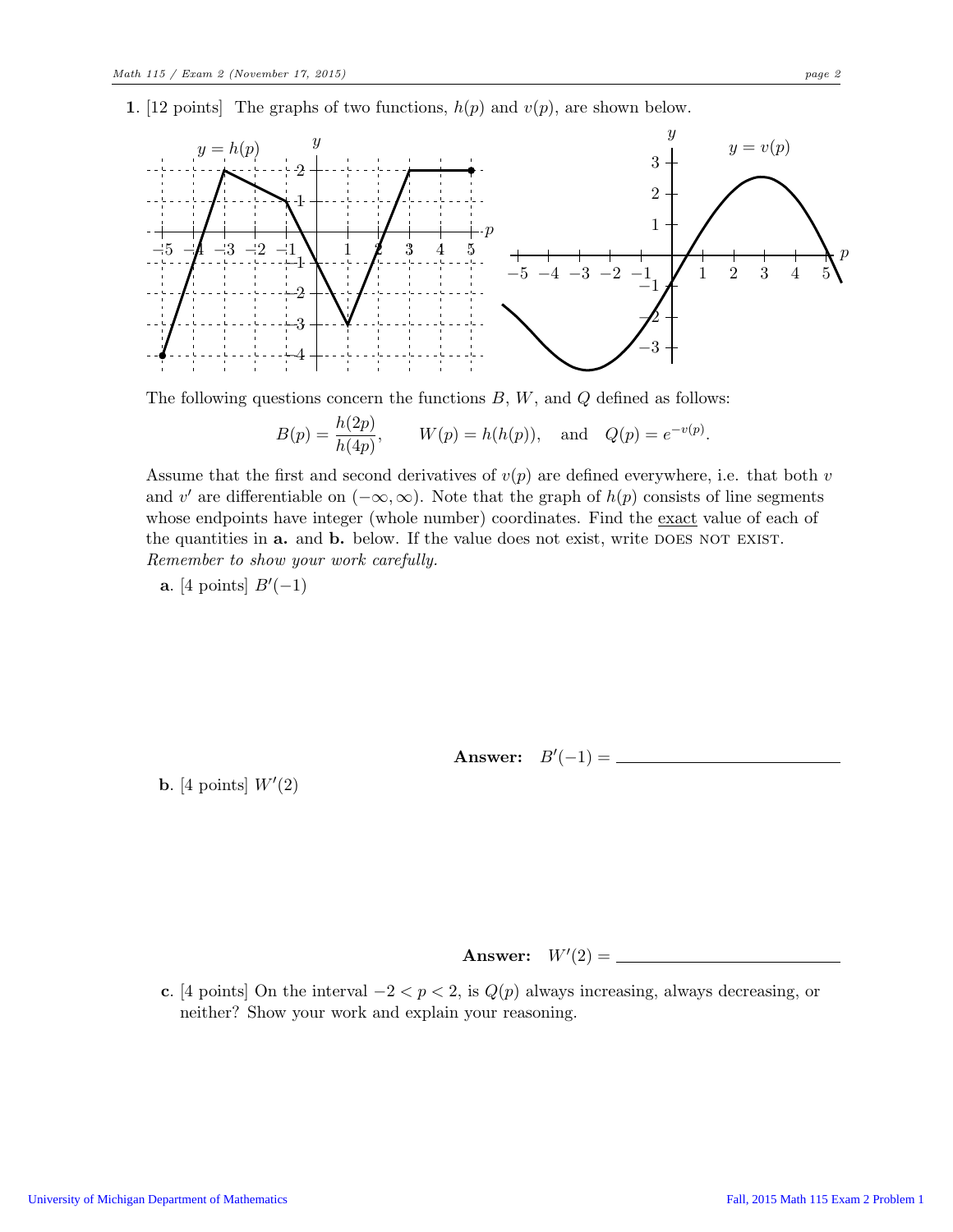**1**. [12 points] The graphs of two functions, $h(p)$ and $v(p)$, are shown below.

The following questions concern the functions $B$, $W$, and $Q$ defined as follows:

$$B(p) = \frac{h(2p)}{h(4p)}, \qquad W(p) = h(h(p)), \quad \text{and} \quad Q(p) = e^{-v(p)}.$$

Assume that the first and second derivatives of $v(p)$ are defined everywhere, i.e. that both $v$ and $v'$ are differentiable on $(-\infty, \infty)$. Note that the graph of $h(p)$ consists of line segments whose endpoints have integer (whole number) coordinates. Find the <u>exact</u> value of each of the quantities in **a.** and **b.** below. If the value does not exist, write DOES NOT EXIST. *Remember to show your work carefully.*

**a**. [4 points] $B'(-1)$

**Answer:** $B'(-1) =$ \_\_\_\_\_\_\_\_\_\_\_\_\_\_\_\_\_\_\_\_

**b**. [4 points] $W'(2)$

**Answer:** $W'(2) =$ \_\_\_\_\_\_\_\_\_\_\_\_\_\_\_\_\_\_\_\_

**c**. [4 points] On the interval $-2 < p < 2$, is $Q(p)$ always increasing, always decreasing, or neither? Show your work and explain your reasoning.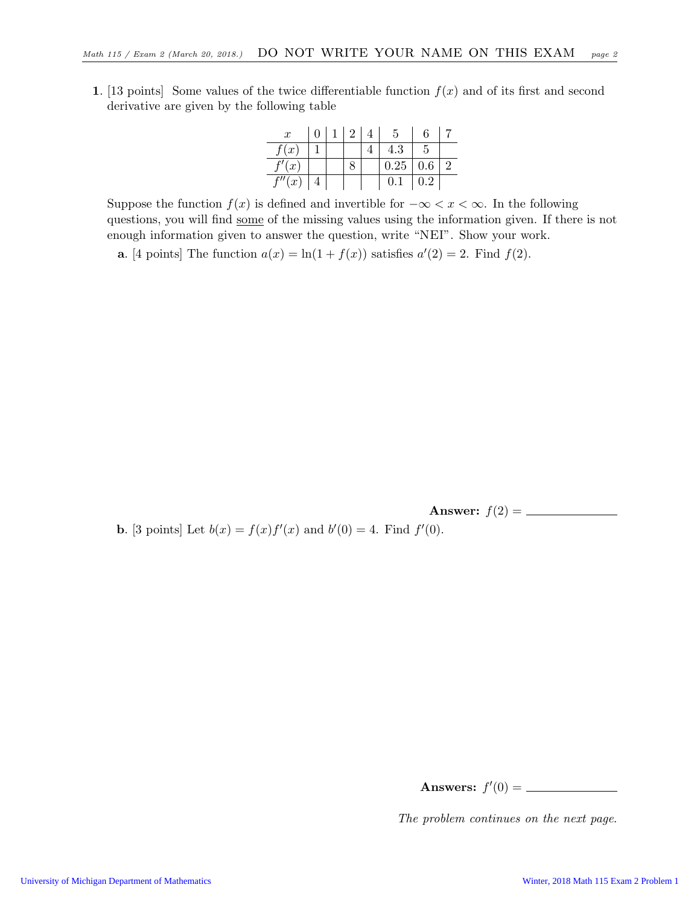**1**. [13 points] Some values of the twice differentiable function $f(x)$ and of its first and second derivative are given by the following table

| $x$ | 0 | 1 | 2 | 4 | 5 | 6 | 7 |
|---|---|---|---|---|---|---|---|
| $f(x)$ | 1 | | | 4 | 4.3 | 5 | |
| $f'(x)$ | | | 8 | | 0.25 | 0.6 | 2 |
| $f''(x)$ | 4 | | | | 0.1 | 0.2 | |

Suppose the function $f(x)$ is defined and invertible for $-\infty < x < \infty$. In the following questions, you will find some of the missing values using the information given. If there is not enough information given to answer the question, write "NEI". Show your work.

**a**. [4 points] The function $a(x) = \ln(1 + f(x))$ satisfies $a'(2) = 2$. Find $f(2)$.

**Answer:** $f(2) =$ ______________

**b**. [3 points] Let $b(x) = f(x)f'(x)$ and $b'(0) = 4$. Find $f'(0)$.

**Answers:** $f'(0) =$ ______________

*The problem continues on the next page.*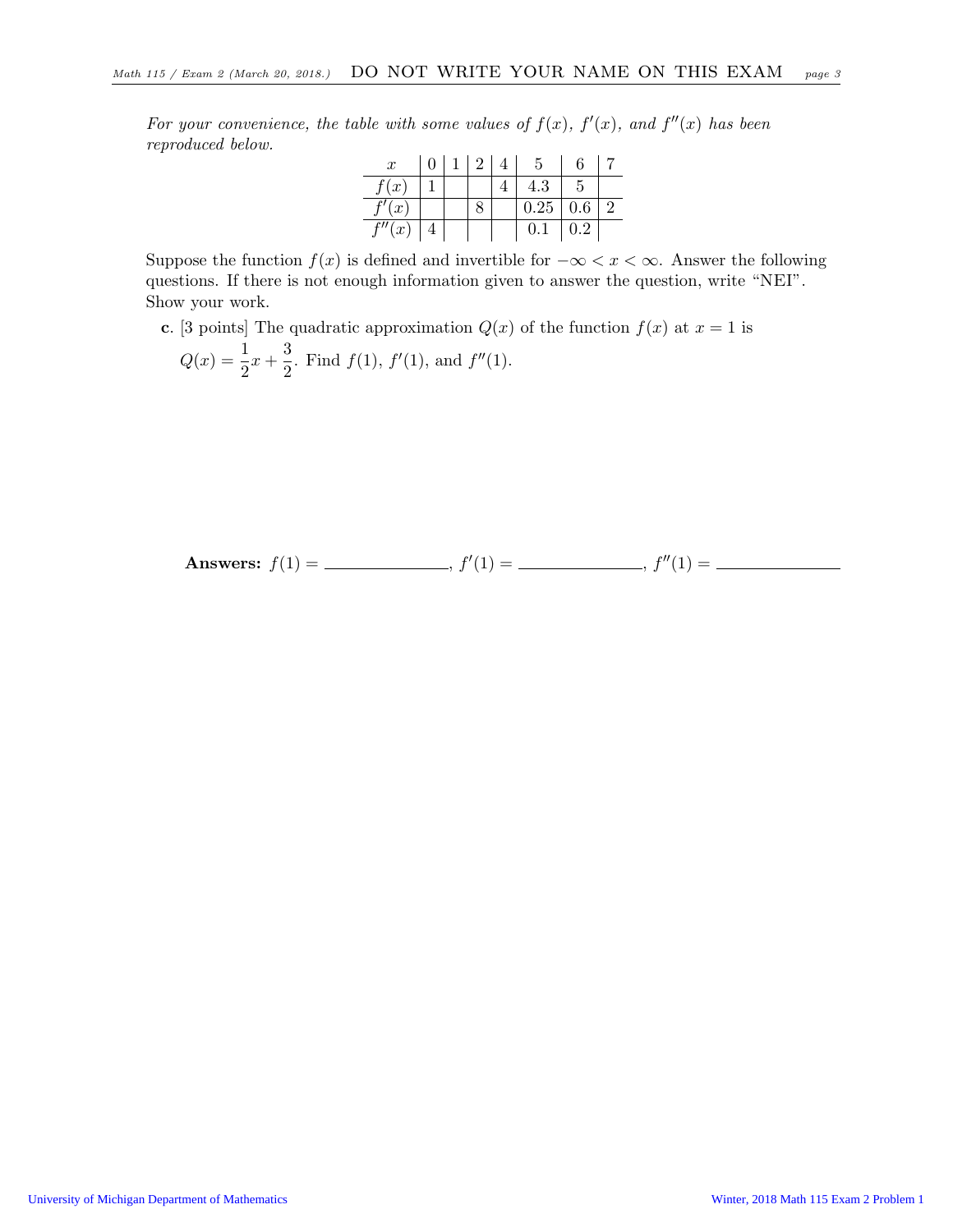*For your convenience, the table with some values of $f(x)$, $f'(x)$, and $f''(x)$ has been reproduced below.*

| $x$ | 0 | 1 | 2 | 4 | 5 | 6 | 7 |
|---|---|---|---|---|---|---|---|
| $f(x)$ | 1 | | | 4 | 4.3 | 5 | |
| $f'(x)$ | | | 8 | | 0.25 | 0.6 | 2 |
| $f''(x)$ | 4 | | | | 0.1 | 0.2 | |

Suppose the function $f(x)$ is defined and invertible for $-\infty < x < \infty$. Answer the following questions. If there is not enough information given to answer the question, write "NEI". Show your work.

**c**. [3 points] The quadratic approximation $Q(x)$ of the function $f(x)$ at $x = 1$ is $Q(x) = \frac{1}{2}x + \frac{3}{2}$. Find $f(1)$, $f'(1)$, and $f''(1)$.

**Answers:** $f(1) =$ \_\_\_\_\_\_\_\_\_\_\_\_\_\_, $f'(1) =$ \_\_\_\_\_\_\_\_\_\_\_\_\_\_, $f''(1) =$ \_\_\_\_\_\_\_\_\_\_\_\_\_\_